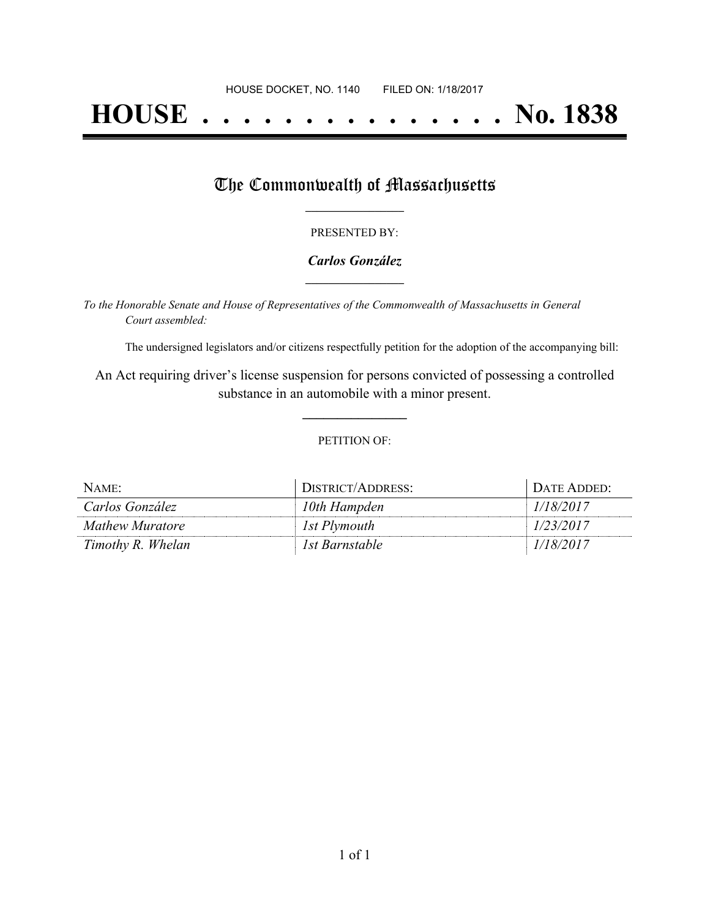HOUSE DOCKET, NO. 1140 FILED ON: 1/18/2017

# HOUSE . . . . . . . . . . . . . . . No. 1838

## The Commonwealth of Massachusetts

PRESENTED BY:

***Carlos González***

*To the Honorable Senate and House of Representatives of the Commonwealth of Massachusetts in General Court assembled:*

The undersigned legislators and/or citizens respectfully petition for the adoption of the accompanying bill:

An Act requiring driver's license suspension for persons convicted of possessing a controlled substance in an automobile with a minor present.

PETITION OF:

| NAME: | DISTRICT/ADDRESS: | DATE ADDED: |
|---|---|---|
| *Carlos González* | *10th Hampden* | *1/18/2017* |
| *Mathew Muratore* | *1st Plymouth* | *1/23/2017* |
| *Timothy R. Whelan* | *1st Barnstable* | *1/18/2017* |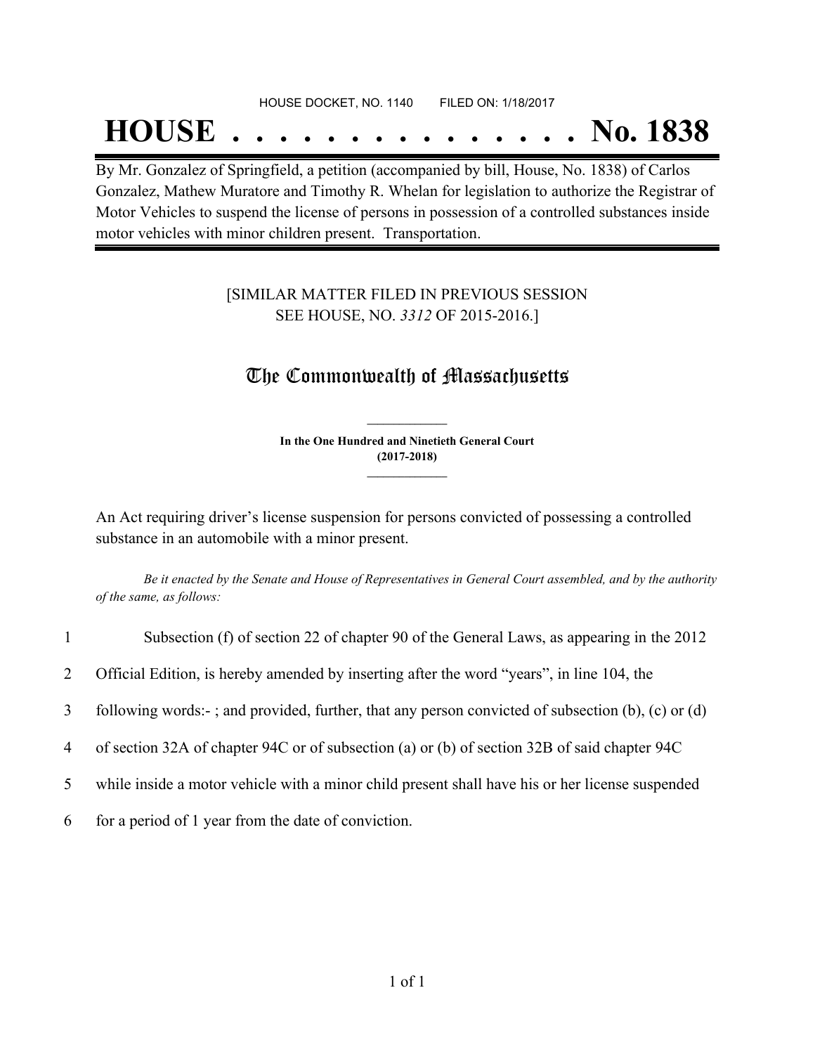HOUSE DOCKET, NO. 1140 FILED ON: 1/18/2017

# HOUSE . . . . . . . . . . . . . . . No. 1838

By Mr. Gonzalez of Springfield, a petition (accompanied by bill, House, No. 1838) of Carlos Gonzalez, Mathew Muratore and Timothy R. Whelan for legislation to authorize the Registrar of Motor Vehicles to suspend the license of persons in possession of a controlled substances inside motor vehicles with minor children present. Transportation.

[SIMILAR MATTER FILED IN PREVIOUS SESSION SEE HOUSE, NO. *3312* OF 2015-2016.]

## The Commonwealth of Massachusetts

**In the One Hundred and Ninetieth General Court (2017-2018)**

An Act requiring driver's license suspension for persons convicted of possessing a controlled substance in an automobile with a minor present.

*Be it enacted by the Senate and House of Representatives in General Court assembled, and by the authority of the same, as follows:*

1 Subsection (f) of section 22 of chapter 90 of the General Laws, as appearing in the 2012
2 Official Edition, is hereby amended by inserting after the word "years", in line 104, the
3 following words:- ; and provided, further, that any person convicted of subsection (b), (c) or (d)
4 of section 32A of chapter 94C or of subsection (a) or (b) of section 32B of said chapter 94C
5 while inside a motor vehicle with a minor child present shall have his or her license suspended
6 for a period of 1 year from the date of conviction.